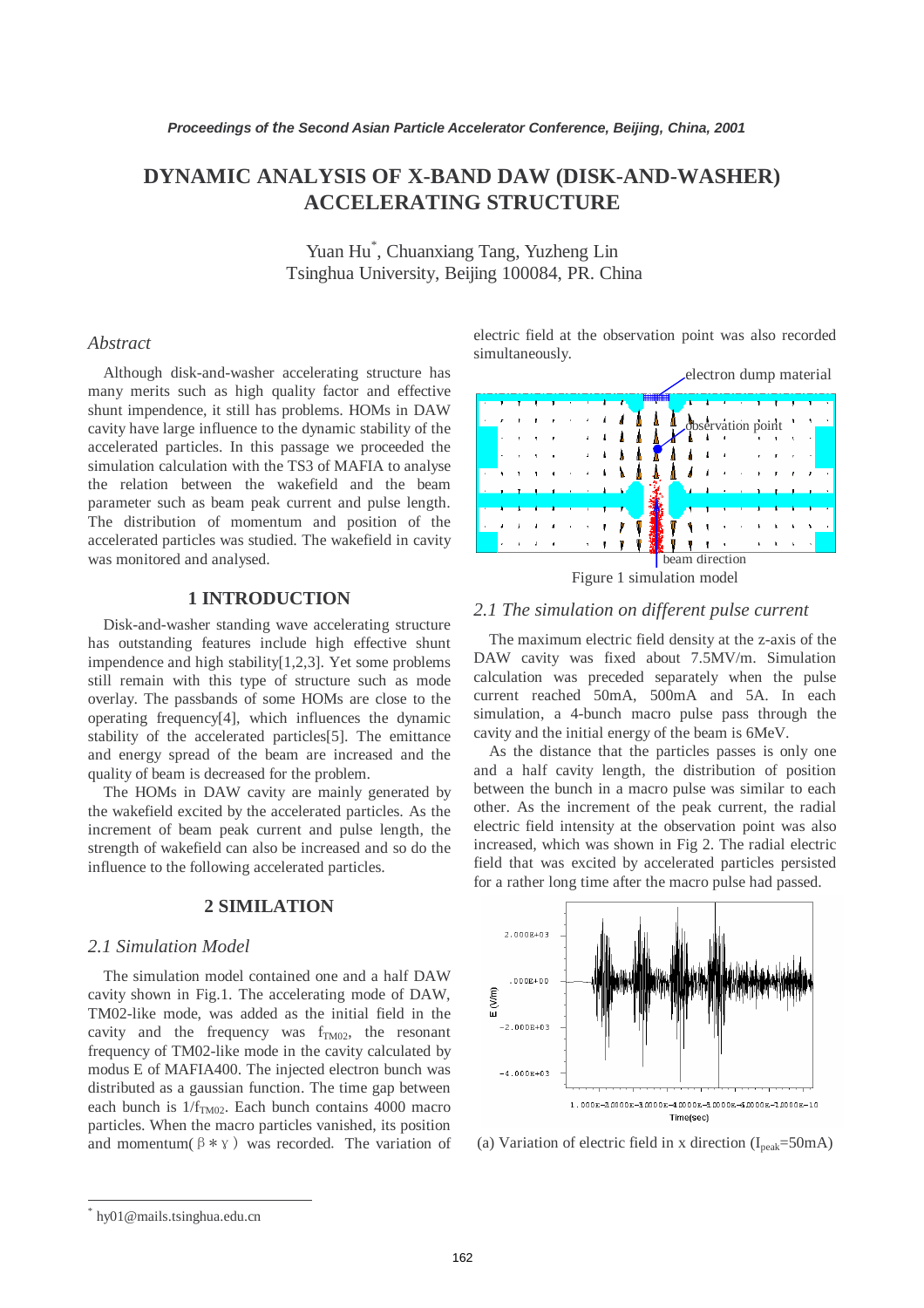# DYNAMIC ANALYSIS OF X-BAND DAW (DISK-AND-WASHER) ACCELERATING STRUCTURE

Yuan Hu*, Chuanxiang Tang, Yuzheng Lin
Tsinghua University, Beijing 100084, PR. China

## *Abstract*

Although disk-and-washer accelerating structure has many merits such as high quality factor and effective shunt impendence, it still has problems. HOMs in DAW cavity have large influence to the dynamic stability of the accelerated particles. In this passage we proceeded the simulation calculation with the TS3 of MAFIA to analyse the relation between the wakefield and the beam parameter such as beam peak current and pulse length. The distribution of momentum and position of the accelerated particles was studied. The wakefield in cavity was monitored and analysed.

## 1 INTRODUCTION

Disk-and-washer standing wave accelerating structure has outstanding features include high effective shunt impendence and high stability[1,2,3]. Yet some problems still remain with this type of structure such as mode overlay. The passbands of some HOMs are close to the operating frequency[4], which influences the dynamic stability of the accelerated particles[5]. The emittance and energy spread of the beam are increased and the quality of beam is decreased for the problem.

The HOMs in DAW cavity are mainly generated by the wakefield excited by the accelerated particles. As the increment of beam peak current and pulse length, the strength of wakefield can also be increased and so do the influence to the following accelerated particles.

## 2 SIMILATION

### *2.1 Simulation Model*

The simulation model contained one and a half DAW cavity shown in Fig.1. The accelerating mode of DAW, TM02-like mode, was added as the initial field in the cavity and the frequency was $f_{TM02}$, the resonant frequency of TM02-like mode in the cavity calculated by modus E of MAFIA400. The injected electron bunch was distributed as a gaussian function. The time gap between each bunch is $1/f_{TM02}$. Each bunch contains 4000 macro particles. When the macro particles vanished, its position and momentum( $\beta * \gamma$ ) was recorded. The variation of electric field at the observation point was also recorded simultaneously.

electron dump material

observation point

beam direction

Figure 1 simulation model

### *2.1 The simulation on different pulse current*

The maximum electric field density at the z-axis of the DAW cavity was fixed about 7.5MV/m. Simulation calculation was preceded separately when the pulse current reached 50mA, 500mA and 5A. In each simulation, a 4-bunch macro pulse pass through the cavity and the initial energy of the beam is 6MeV.

As the distance that the particles passes is only one and a half cavity length, the distribution of position between the bunch in a macro pulse was similar to each other. As the increment of the peak current, the radial electric field intensity at the observation point was also increased, which was shown in Fig 2. The radial electric field that was excited by accelerated particles persisted for a rather long time after the macro pulse had passed.

2.000E+03
.000E+00
-2.000E+03
-4.000E+03
E (V/m)
1.000E-3.0000E-3.0000E-4.0000E-5.0000E-6.0000E-7.0000E-10
Time(sec)

(a) Variation of electric field in x direction ($I_{peak}$=50mA)

---

* hy01@mails.tsinghua.edu.cn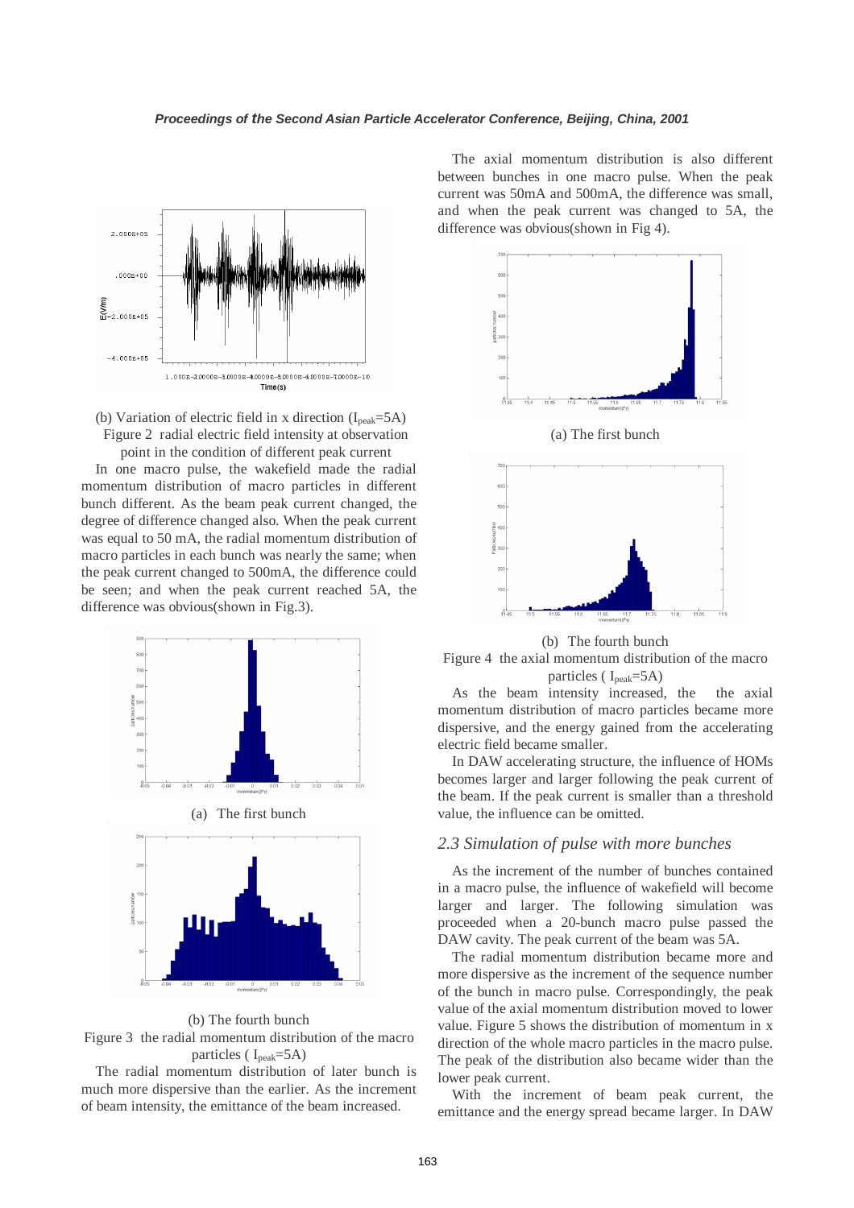2.000E+05

.000E+00

E(V/m)

-2.000E+05

-4.000E+05

1.000E-2.0000E-3.0000E-4.0000E-5.0000E-6.0000E-7.0000E-10

Time(s)

(b) Variation of electric field in x direction ($I_{peak}$=5A)

Figure 2 radial electric field intensity at observation point in the condition of different peak current

In one macro pulse, the wakefield made the radial momentum distribution of macro particles in different bunch different. As the beam peak current changed, the degree of difference changed also. When the peak current was equal to 50 mA, the radial momentum distribution of macro particles in each bunch was nearly the same; when the peak current changed to 500mA, the difference could be seen; and when the peak current reached 5A, the difference was obvious(shown in Fig.3).

(a) The first bunch

(b) The fourth bunch

Figure 3 the radial momentum distribution of the macro particles ( $I_{peak}$=5A)

The radial momentum distribution of later bunch is much more dispersive than the earlier. As the increment of beam intensity, the emittance of the beam increased.

The axial momentum distribution is also different between bunches in one macro pulse. When the peak current was 50mA and 500mA, the difference was small, and when the peak current was changed to 5A, the difference was obvious(shown in Fig 4).

(a) The first bunch

(b) The fourth bunch

Figure 4 the axial momentum distribution of the macro particles ( $I_{peak}$=5A)

As the beam intensity increased, the the axial momentum distribution of macro particles became more dispersive, and the energy gained from the accelerating electric field became smaller.

In DAW accelerating structure, the influence of HOMs becomes larger and larger following the peak current of the beam. If the peak current is smaller than a threshold value, the influence can be omitted.

### *2.3 Simulation of pulse with more bunches*

As the increment of the number of bunches contained in a macro pulse, the influence of wakefield will become larger and larger. The following simulation was proceeded when a 20-bunch macro pulse passed the DAW cavity. The peak current of the beam was 5A.

The radial momentum distribution became more and more dispersive as the increment of the sequence number of the bunch in macro pulse. Correspondingly, the peak value of the axial momentum distribution moved to lower value. Figure 5 shows the distribution of momentum in x direction of the whole macro particles in the macro pulse. The peak of the distribution also became wider than the lower peak current.

With the increment of beam peak current, the emittance and the energy spread became larger. In DAW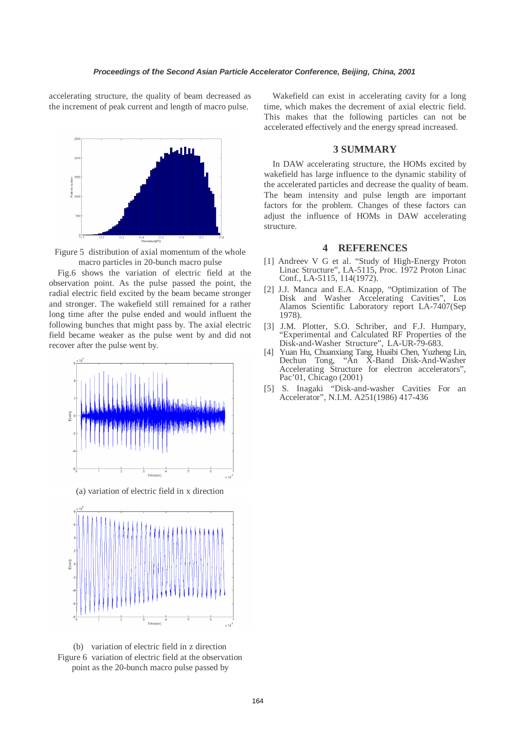accelerating structure, the quality of beam decreased as the increment of peak current and length of macro pulse.

2500
2000
1500
1000
500
0
Particles number
11.1 11.2 11.3 11.4 11.5 11.6 11.7 11.8
Momentum(β*γ)

Figure 5 distribution of axial momentum of the whole macro particles in 20-bunch macro pulse

Fig.6 shows the variation of electric field at the observation point. As the pulse passed the point, the radial electric field excited by the beam became stronger and stronger. The wakefield still remained for a rather long time after the pulse ended and would influent the following bunches that might pass by. The axial electric field became weaker as the pulse went by and did not recover after the pulse went by.

x 10^5
6
4
2
0
-2
-4
-6
E(v/m)
0 1 2 3 4 5 6 7
Time(sec)
x 10^-7

(a) variation of electric field in x direction

x 10^6
8
6
4
2
0
-2
-4
-6
-8
E(v/m)
0 1 2 3 4 5 6 7
Time(sec)
x 10^-7

(b) variation of electric field in z direction

Figure 6 variation of electric field at the observation point as the 20-bunch macro pulse passed by

Wakefield can exist in accelerating cavity for a long time, which makes the decrement of axial electric field. This makes that the following particles can not be accelerated effectively and the energy spread increased.

## 3 SUMMARY

In DAW accelerating structure, the HOMs excited by wakefield has large influence to the dynamic stability of the accelerated particles and decrease the quality of beam. The beam intensity and pulse length are important factors for the problem. Changes of these factors can adjust the influence of HOMs in DAW accelerating structure.

## 4 REFERENCES

[1] Andreev V G et al. "Study of High-Energy Proton Linac Structure", LA-5115, Proc. 1972 Proton Linac Conf., LA-5115, 114(1972).

[2] J.J. Manca and E.A. Knapp, "Optimization of The Disk and Washer Accelerating Cavities", Los Alamos Scientific Laboratory report LA-7407(Sep 1978).

[3] J.M. Plotter, S.O. Schriber, and F.J. Humpary, "Experimental and Calculated RF Properties of the Disk-and-Washer Structure", LA-UR-79-683.

[4] Yuan Hu, Chuanxiang Tang, Huaibi Chen, Yuzheng Lin, Dechun Tong, "An X-Band Disk-And-Washer Accelerating Structure for electron accelerators", Pac'01, Chicago (2001)

[5] S. Inagaki "Disk-and-washer Cavities For an Accelerator", N.I.M. A251(1986) 417-436